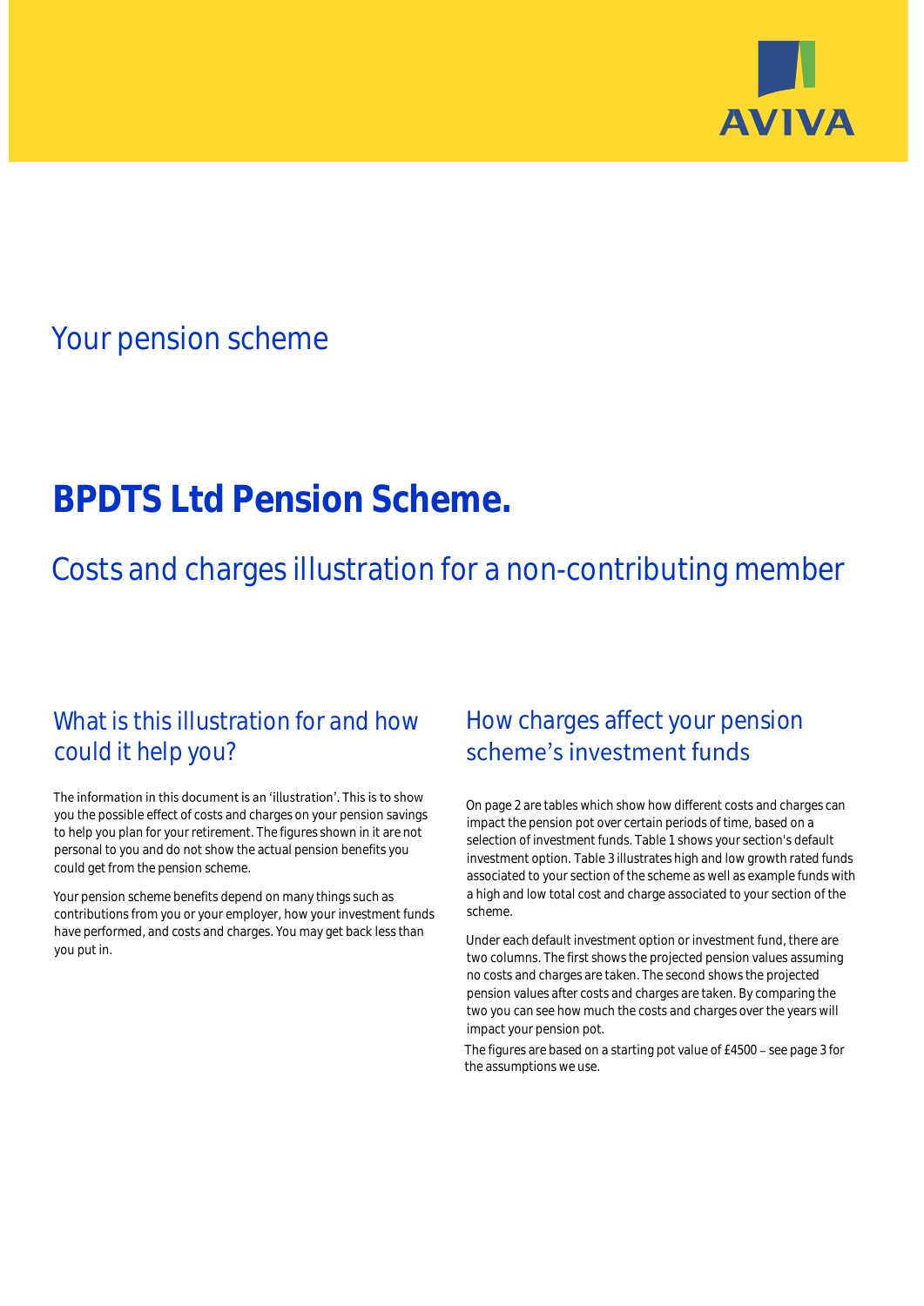AVIVA

## Your pension scheme

# BPDTS Ltd Pension Scheme.

## Costs and charges illustration for a non-contributing member

### What is this illustration for and how could it help you?

The information in this document is an 'illustration'. This is to show you the possible effect of costs and charges on your pension savings to help you plan for your retirement. The figures shown in it are not personal to you and do not show the actual pension benefits you could get from the pension scheme.

Your pension scheme benefits depend on many things such as contributions from you or your employer, how your investment funds have performed, and costs and charges. You may get back less than you put in.

### How charges affect your pension scheme's investment funds

On page 2 are tables which show how different costs and charges can impact the pension pot over certain periods of time, based on a selection of investment funds. Table 1 shows your section's default investment option. Table 3 illustrates high and low growth rated funds associated to your section of the scheme as well as example funds with a high and low total cost and charge associated to your section of the scheme.

Under each default investment option or investment fund, there are two columns. The first shows the projected pension values assuming no costs and charges are taken. The second shows the projected pension values after costs and charges are taken. By comparing the two you can see how much the costs and charges over the years will impact your pension pot.

The figures are based on a starting pot value of £4500 – see page 3 for the assumptions we use.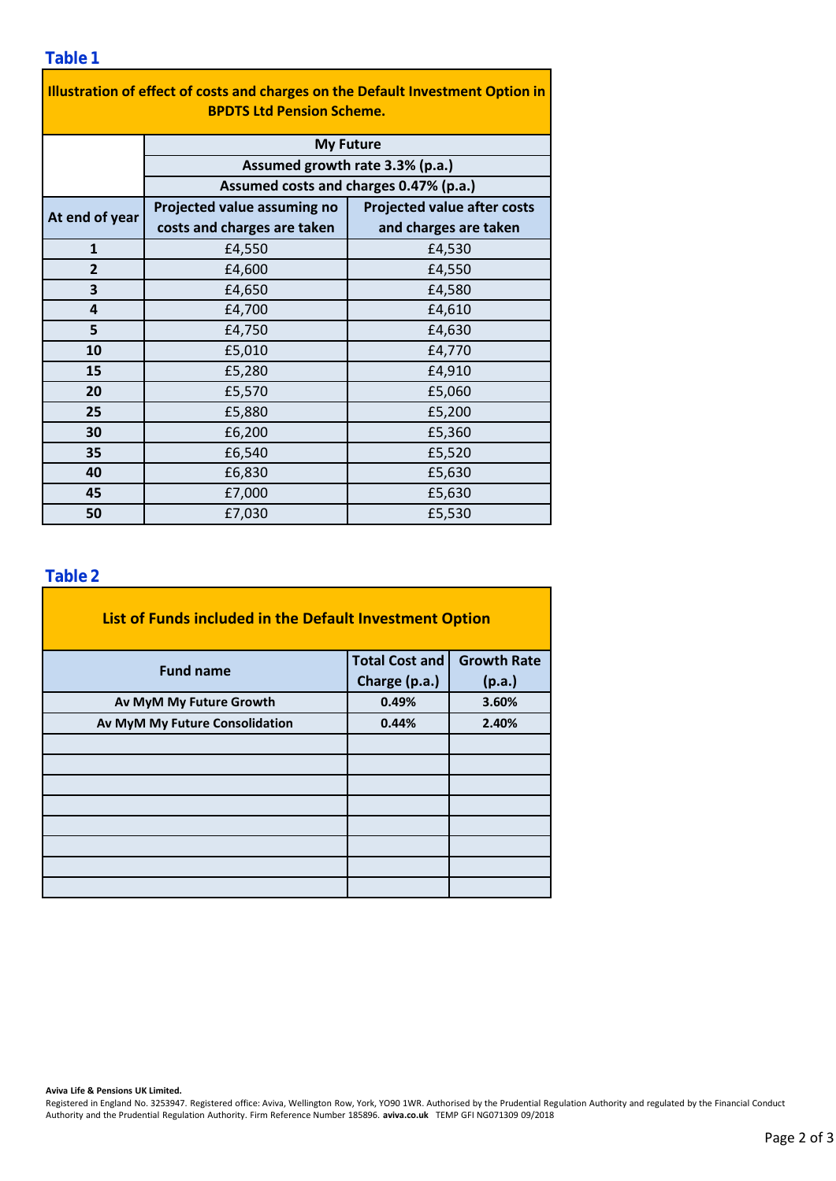## Table 1

| Illustration of effect of costs and charges on the Default Investment Option in BPDTS Ltd Pension Scheme. | | |
|---|---|---|
| | My Future | |
| | Assumed growth rate 3.3% (p.a.) | |
| | Assumed costs and charges 0.47% (p.a.) | |
| At end of year | Projected value assuming no costs and charges are taken | Projected value after costs and charges are taken |
| 1 | £4,550 | £4,530 |
| 2 | £4,600 | £4,550 |
| 3 | £4,650 | £4,580 |
| 4 | £4,700 | £4,610 |
| 5 | £4,750 | £4,630 |
| 10 | £5,010 | £4,770 |
| 15 | £5,280 | £4,910 |
| 20 | £5,570 | £5,060 |
| 25 | £5,880 | £5,200 |
| 30 | £6,200 | £5,360 |
| 35 | £6,540 | £5,520 |
| 40 | £6,830 | £5,630 |
| 45 | £7,000 | £5,630 |
| 50 | £7,030 | £5,530 |

## Table 2

| List of Funds included in the Default Investment Option | | |
|---|---|---|
| Fund name | Total Cost and Charge (p.a.) | Growth Rate (p.a.) |
| Av MyM My Future Growth | 0.49% | 3.60% |
| Av MyM My Future Consolidation | 0.44% | 2.40% |
| | | |
| | | |
| | | |
| | | |
| | | |
| | | |
| | | |
| | | |

**Aviva Life & Pensions UK Limited.**
Registered in England No. 3253947. Registered office: Aviva, Wellington Row, York, YO90 1WR. Authorised by the Prudential Regulation Authority and regulated by the Financial Conduct Authority and the Prudential Regulation Authority. Firm Reference Number 185896. **aviva.co.uk** TEMP GFI NG071309 09/2018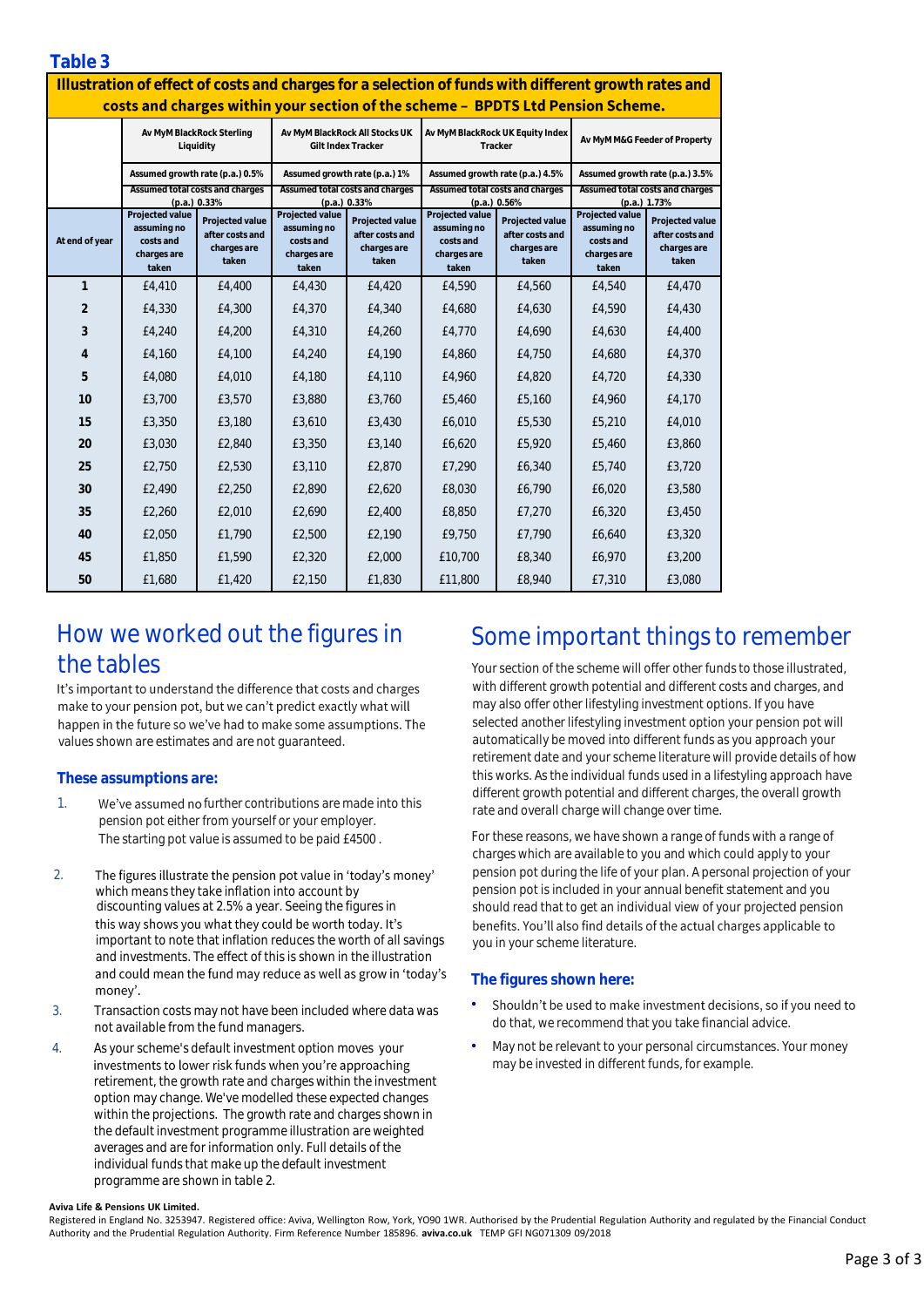## Table 3

| Illustration of effect of costs and charges for a selection of funds with different growth rates and costs and charges within your section of the scheme – BPDTS Ltd Pension Scheme. | | | | | | | | |
|---|---|---|---|---|---|---|---|---|
| | Av MyM BlackRock Sterling Liquidity | | Av MyM BlackRock All Stocks UK Gilt Index Tracker | | Av MyM BlackRock UK Equity Index Tracker | | Av MyM M&G Feeder of Property | |
| | Assumed growth rate (p.a.) 0.5% | | Assumed growth rate (p.a.) 1% | | Assumed growth rate (p.a.) 4.5% | | Assumed growth rate (p.a.) 3.5% | |
| | Assumed total costs and charges (p.a.) 0.33% | | Assumed total costs and charges (p.a.) 0.33% | | Assumed total costs and charges (p.a.) 0.56% | | Assumed total costs and charges (p.a.) 1.73% | |
| At end of year | Projected value assuming no costs and charges are taken | Projected value after costs and charges are taken | Projected value assuming no costs and charges are taken | Projected value after costs and charges are taken | Projected value assuming no costs and charges are taken | Projected value after costs and charges are taken | Projected value assuming no costs and charges are taken | Projected value after costs and charges are taken |
| 1 | £4,410 | £4,400 | £4,430 | £4,420 | £4,590 | £4,560 | £4,540 | £4,470 |
| 2 | £4,330 | £4,300 | £4,370 | £4,340 | £4,680 | £4,630 | £4,590 | £4,430 |
| 3 | £4,240 | £4,200 | £4,310 | £4,260 | £4,770 | £4,690 | £4,630 | £4,400 |
| 4 | £4,160 | £4,100 | £4,240 | £4,190 | £4,860 | £4,750 | £4,680 | £4,370 |
| 5 | £4,080 | £4,010 | £4,180 | £4,110 | £4,960 | £4,820 | £4,720 | £4,330 |
| 10 | £3,700 | £3,570 | £3,880 | £3,760 | £5,460 | £5,160 | £4,960 | £4,170 |
| 15 | £3,350 | £3,180 | £3,610 | £3,430 | £6,010 | £5,530 | £5,210 | £4,010 |
| 20 | £3,030 | £2,840 | £3,350 | £3,140 | £6,620 | £5,920 | £5,460 | £3,860 |
| 25 | £2,750 | £2,530 | £3,110 | £2,870 | £7,290 | £6,340 | £5,740 | £3,720 |
| 30 | £2,490 | £2,250 | £2,890 | £2,620 | £8,030 | £6,790 | £6,020 | £3,580 |
| 35 | £2,260 | £2,010 | £2,690 | £2,400 | £8,850 | £7,270 | £6,320 | £3,450 |
| 40 | £2,050 | £1,790 | £2,500 | £2,190 | £9,750 | £7,790 | £6,640 | £3,320 |
| 45 | £1,850 | £1,590 | £2,320 | £2,000 | £10,700 | £8,340 | £6,970 | £3,200 |
| 50 | £1,680 | £1,420 | £2,150 | £1,830 | £11,800 | £8,940 | £7,310 | £3,080 |

# How we worked out the figures in the tables

It's important to understand the difference that costs and charges make to your pension pot, but we can't predict exactly what will happen in the future so we've had to make some assumptions. The values shown are estimates and are not guaranteed.

### These assumptions are:

1. We've assumed no further contributions are made into this pension pot either from yourself or your employer. The starting pot value is assumed to be paid £4500 .
2. The figures illustrate the pension pot value in 'today's money' which means they take inflation into account by discounting values at 2.5% a year. Seeing the figures in this way shows you what they could be worth today. It's important to note that inflation reduces the worth of all savings and investments. The effect of this is shown in the illustration and could mean the fund may reduce as well as grow in 'today's money'.
3. Transaction costs may not have been included where data was not available from the fund managers.
4. As your scheme's default investment option moves your investments to lower risk funds when you're approaching retirement, the growth rate and charges within the investment option may change. We've modelled these expected changes within the projections. The growth rate and charges shown in the default investment programme illustration are weighted averages and are for information only. Full details of the individual funds that make up the default investment programme are shown in table 2.

# Some important things to remember

Your section of the scheme will offer other funds to those illustrated, with different growth potential and different costs and charges, and may also offer other lifestyling investment options. If you have selected another lifestyling investment option your pension pot will automatically be moved into different funds as you approach your retirement date and your scheme literature will provide details of how this works. As the individual funds used in a lifestyling approach have different growth potential and different charges, the overall growth rate and overall charge will change over time.

For these reasons, we have shown a range of funds with a range of charges which are available to you and which could apply to your pension pot during the life of your plan. A personal projection of your pension pot is included in your annual benefit statement and you should read that to get an individual view of your projected pension benefits. You'll also find details of the actual charges applicable to you in your scheme literature.

### The figures shown here:

- Shouldn't be used to make investment decisions, so if you need to do that, we recommend that you take financial advice.
- May not be relevant to your personal circumstances. Your money may be invested in different funds, for example.

**Aviva Life & Pensions UK Limited.**
Registered in England No. 3253947. Registered office: Aviva, Wellington Row, York, YO90 1WR. Authorised by the Prudential Regulation Authority and regulated by the Financial Conduct Authority and the Prudential Regulation Authority. Firm Reference Number 185896. **aviva.co.uk** TEMP GFI NG071309 09/2018